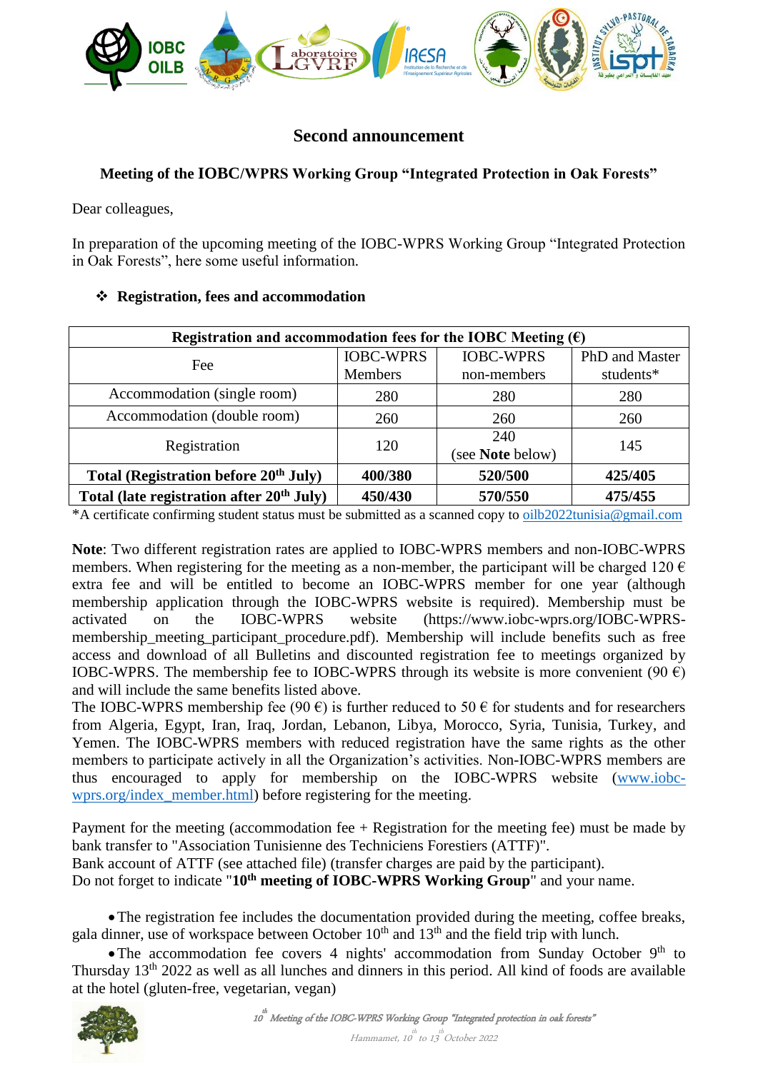## Second announcement

### Meeting of the IOBC/WPRS Working Group "Integrated Protection in Oak Forests"

Dear colleagues,

In preparation of the upcoming meeting of the IOBC-WPRS Working Group "Integrated Protection in Oak Forests", here some useful information.

- **Registration, fees and accommodation**

| Registration and accommodation fees for the IOBC Meeting (€) | | | |
|---|---|---|---|
| Fee | IOBC-WPRS Members | IOBC-WPRS non-members | PhD and Master students* |
| Accommodation (single room) | 280 | 280 | 280 |
| Accommodation (double room) | 260 | 260 | 260 |
| Registration | 120 | 240 (see **Note** below) | 145 |
| **Total (Registration before 20th July)** | **400/380** | **520/500** | **425/405** |
| **Total (late registration after 20th July)** | **450/430** | **570/550** | **475/455** |

*A certificate confirming student status must be submitted as a scanned copy to oilb2022tunisia@gmail.com

**Note**: Two different registration rates are applied to IOBC-WPRS members and non-IOBC-WPRS members. When registering for the meeting as a non-member, the participant will be charged 120 € extra fee and will be entitled to become an IOBC-WPRS member for one year (although membership application through the IOBC-WPRS website is required). Membership must be activated on the IOBC-WPRS website (https://www.iobc-wprs.org/IOBC-WPRS-membership_meeting_participant_procedure.pdf). Membership will include benefits such as free access and download of all Bulletins and discounted registration fee to meetings organized by IOBC-WPRS. The membership fee to IOBC-WPRS through its website is more convenient (90 €) and will include the same benefits listed above.
The IOBC-WPRS membership fee (90 €) is further reduced to 50 € for students and for researchers from Algeria, Egypt, Iran, Iraq, Jordan, Lebanon, Libya, Morocco, Syria, Tunisia, Turkey, and Yemen. The IOBC-WPRS members with reduced registration have the same rights as the other members to participate actively in all the Organization's activities. Non-IOBC-WPRS members are thus encouraged to apply for membership on the IOBC-WPRS website (www.iobc-wprs.org/index_member.html) before registering for the meeting.

Payment for the meeting (accommodation fee + Registration for the meeting fee) must be made by bank transfer to "Association Tunisienne des Techniciens Forestiers (ATTF)".
Bank account of ATTF (see attached file) (transfer charges are paid by the participant).
Do not forget to indicate "**10th meeting of IOBC-WPRS Working Group**" and your name.

- The registration fee includes the documentation provided during the meeting, coffee breaks, gala dinner, use of workspace between October 10th and 13th and the field trip with lunch.
- The accommodation fee covers 4 nights' accommodation from Sunday October 9th to Thursday 13th 2022 as well as all lunches and dinners in this period. All kind of foods are available at the hotel (gluten-free, vegetarian, vegan)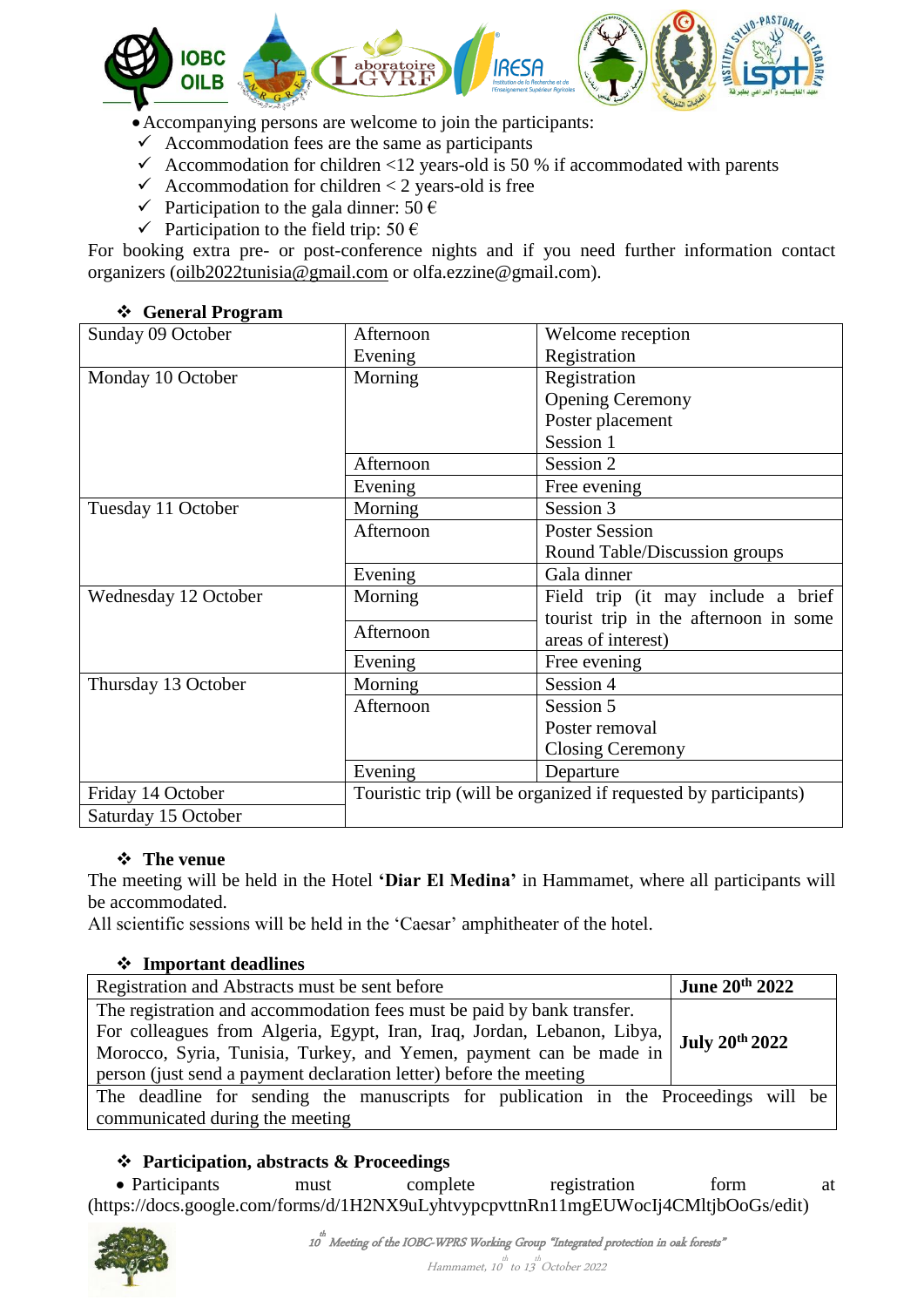- Accompanying persons are welcome to join the participants:
  - ✓ Accommodation fees are the same as participants
  - ✓ Accommodation for children <12 years-old is 50 % if accommodated with parents
  - ✓ Accommodation for children < 2 years-old is free
  - ✓ Participation to the gala dinner: 50 €
  - ✓ Participation to the field trip: 50 €

For booking extra pre- or post-conference nights and if you need further information contact organizers (oilb2022tunisia@gmail.com or olfa.ezzine@gmail.com).

## ❖ General Program

| Day | Time | Activity |
|---|---|---|
| Sunday 09 October | Afternoon<br>Evening | Welcome reception<br>Registration |
| Monday 10 October | Morning | Registration<br>Opening Ceremony<br>Poster placement<br>Session 1 |
| | Afternoon | Session 2 |
| | Evening | Free evening |
| Tuesday 11 October | Morning | Session 3 |
| | Afternoon | Poster Session<br>Round Table/Discussion groups |
| | Evening | Gala dinner |
| Wednesday 12 October | Morning<br>Afternoon | Field trip (it may include a brief tourist trip in the afternoon in some areas of interest) |
| | Evening | Free evening |
| Thursday 13 October | Morning | Session 4 |
| | Afternoon | Session 5<br>Poster removal<br>Closing Ceremony |
| | Evening | Departure |
| Friday 14 October<br>Saturday 15 October | Touristic trip (will be organized if requested by participants) | |

## ❖ The venue

The meeting will be held in the Hotel **'Diar El Medina'** in Hammamet, where all participants will be accommodated.

All scientific sessions will be held in the 'Caesar' amphitheater of the hotel.

## ❖ Important deadlines

| Item | Deadline |
|---|---|
| Registration and Abstracts must be sent before | **June 20th 2022** |
| The registration and accommodation fees must be paid by bank transfer. For colleagues from Algeria, Egypt, Iran, Iraq, Jordan, Lebanon, Libya, Morocco, Syria, Tunisia, Turkey, and Yemen, payment can be made in person (just send a payment declaration letter) before the meeting | **July 20th 2022** |
| The deadline for sending the manuscripts for publication in the Proceedings will be communicated during the meeting | |

## ❖ Participation, abstracts & Proceedings

- Participants must complete registration form at (https://docs.google.com/forms/d/1H2NX9uLyhtvypcpvttnRn11mgEUWocIj4CMltjbOoGs/edit)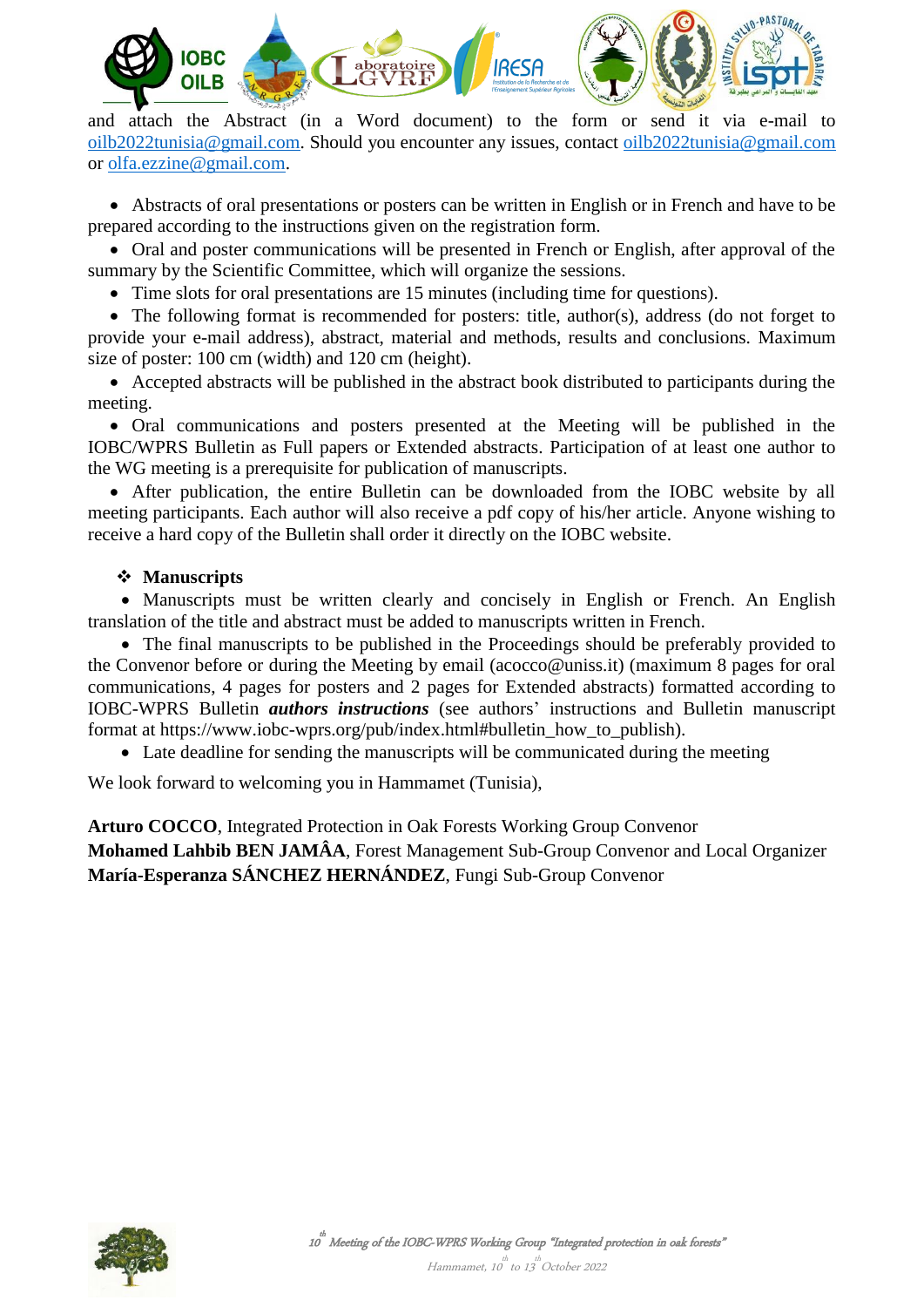and attach the Abstract (in a Word document) to the form or send it via e-mail to oilb2022tunisia@gmail.com. Should you encounter any issues, contact oilb2022tunisia@gmail.com or olfa.ezzine@gmail.com.

- Abstracts of oral presentations or posters can be written in English or in French and have to be prepared according to the instructions given on the registration form.
- Oral and poster communications will be presented in French or English, after approval of the summary by the Scientific Committee, which will organize the sessions.
- Time slots for oral presentations are 15 minutes (including time for questions).
- The following format is recommended for posters: title, author(s), address (do not forget to provide your e-mail address), abstract, material and methods, results and conclusions. Maximum size of poster: 100 cm (width) and 120 cm (height).
- Accepted abstracts will be published in the abstract book distributed to participants during the meeting.
- Oral communications and posters presented at the Meeting will be published in the IOBC/WPRS Bulletin as Full papers or Extended abstracts. Participation of at least one author to the WG meeting is a prerequisite for publication of manuscripts.
- After publication, the entire Bulletin can be downloaded from the IOBC website by all meeting participants. Each author will also receive a pdf copy of his/her article. Anyone wishing to receive a hard copy of the Bulletin shall order it directly on the IOBC website.

❖ **Manuscripts**

- Manuscripts must be written clearly and concisely in English or French. An English translation of the title and abstract must be added to manuscripts written in French.
- The final manuscripts to be published in the Proceedings should be preferably provided to the Convenor before or during the Meeting by email (acocco@uniss.it) (maximum 8 pages for oral communications, 4 pages for posters and 2 pages for Extended abstracts) formatted according to IOBC-WPRS Bulletin ***authors instructions*** (see authors' instructions and Bulletin manuscript format at https://www.iobc-wprs.org/pub/index.html#bulletin_how_to_publish).
- Late deadline for sending the manuscripts will be communicated during the meeting

We look forward to welcoming you in Hammamet (Tunisia),

**Arturo COCCO**, Integrated Protection in Oak Forests Working Group Convenor
**Mohamed Lahbib BEN JAMÂA**, Forest Management Sub-Group Convenor and Local Organizer
**María-Esperanza SÁNCHEZ HERNÁNDEZ**, Fungi Sub-Group Convenor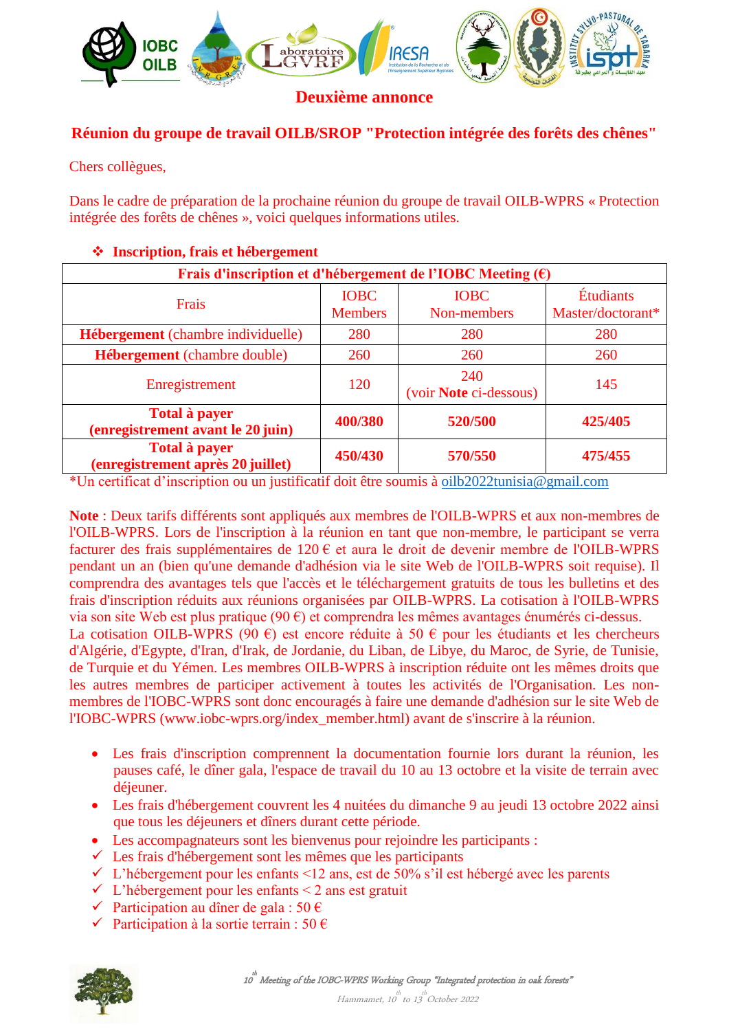## Deuxième annonce

### Réunion du groupe de travail OILB/SROP "Protection intégrée des forêts des chênes"

Chers collègues,

Dans le cadre de préparation de la prochaine réunion du groupe de travail OILB-WPRS « Protection intégrée des forêts de chênes », voici quelques informations utiles.

❖ **Inscription, frais et hébergement**

| Frais d'inscription et d'hébergement de l'IOBC Meeting (€) | | | |
|---|---|---|---|
| Frais | IOBC Members | IOBC Non-members | Étudiants Master/doctorant* |
| **Hébergement** (chambre individuelle) | 280 | 280 | 280 |
| **Hébergement** (chambre double) | 260 | 260 | 260 |
| Enregistrement | 120 | 240 (voir **Note** ci-dessous) | 145 |
| **Total à payer (enregistrement avant le 20 juin)** | **400/380** | **520/500** | **425/405** |
| **Total à payer (enregistrement après 20 juillet)** | **450/430** | **570/550** | **475/455** |

*Un certificat d'inscription ou un justificatif doit être soumis à oilb2022tunisia@gmail.com

**Note** : Deux tarifs différents sont appliqués aux membres de l'OILB-WPRS et aux non-membres de l'OILB-WPRS. Lors de l'inscription à la réunion en tant que non-membre, le participant se verra facturer des frais supplémentaires de 120 € et aura le droit de devenir membre de l'OILB-WPRS pendant un an (bien qu'une demande d'adhésion via le site Web de l'OILB-WPRS soit requise). Il comprendra des avantages tels que l'accès et le téléchargement gratuits de tous les bulletins et des frais d'inscription réduits aux réunions organisées par OILB-WPRS. La cotisation à l'OILB-WPRS via son site Web est plus pratique (90 €) et comprendra les mêmes avantages énumérés ci-dessus.
La cotisation OILB-WPRS (90 €) est encore réduite à 50 € pour les étudiants et les chercheurs d'Algérie, d'Egypte, d'Iran, d'Irak, de Jordanie, du Liban, de Libye, du Maroc, de Syrie, de Tunisie, de Turquie et du Yémen. Les membres OILB-WPRS à inscription réduite ont les mêmes droits que les autres membres de participer activement à toutes les activités de l'Organisation. Les non-membres de l'IOBC-WPRS sont donc encouragés à faire une demande d'adhésion sur le site Web de l'IOBC-WPRS (www.iobc-wprs.org/index_member.html) avant de s'inscrire à la réunion.

- Les frais d'inscription comprennent la documentation fournie lors durant la réunion, les pauses café, le dîner gala, l'espace de travail du 10 au 13 octobre et la visite de terrain avec déjeuner.
- Les frais d'hébergement couvrent les 4 nuitées du dimanche 9 au jeudi 13 octobre 2022 ainsi que tous les déjeuners et dîners durant cette période.
- Les accompagnateurs sont les bienvenus pour rejoindre les participants :
  - ✓ Les frais d'hébergement sont les mêmes que les participants
  - ✓ L'hébergement pour les enfants <12 ans, est de 50% s'il est hébergé avec les parents
  - ✓ L'hébergement pour les enfants < 2 ans est gratuit
  - ✓ Participation au dîner de gala : 50 €
  - ✓ Participation à la sortie terrain : 50 €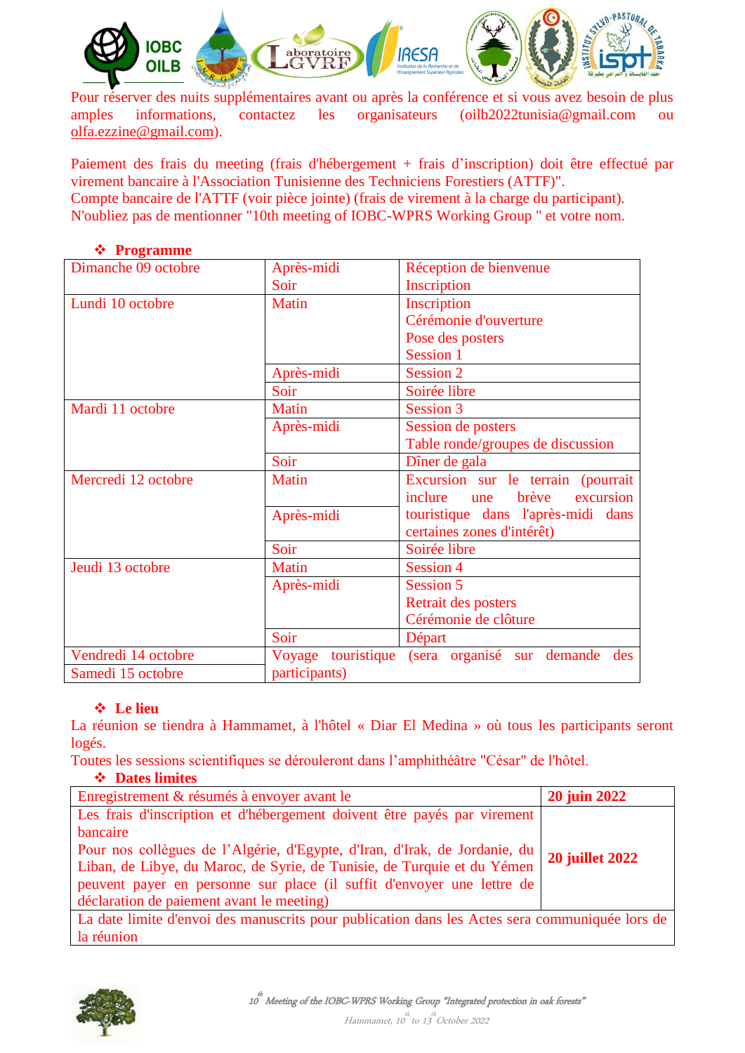Pour réserver des nuits supplémentaires avant ou après la conférence et si vous avez besoin de plus amples informations, contactez les organisateurs (oilb2022tunisia@gmail.com ou olfa.ezzine@gmail.com).

Paiement des frais du meeting (frais d'hébergement + frais d'inscription) doit être effectué par virement bancaire à l'Association Tunisienne des Techniciens Forestiers (ATTF)".
Compte bancaire de l'ATTF (voir pièce jointe) (frais de virement à la charge du participant).
N'oubliez pas de mentionner "10th meeting of IOBC-WPRS Working Group " et votre nom.

❖ **Programme**

| Jour | Moment | Activité |
|---|---|---|
| Dimanche 09 octobre | Après-midi<br>Soir | Réception de bienvenue<br>Inscription |
| Lundi 10 octobre | Matin | Inscription<br>Cérémonie d'ouverture<br>Pose des posters<br>Session 1 |
| | Après-midi | Session 2 |
| | Soir | Soirée libre |
| Mardi 11 octobre | Matin | Session 3 |
| | Après-midi | Session de posters<br>Table ronde/groupes de discussion |
| | Soir | Dîner de gala |
| Mercredi 12 octobre | Matin<br>Après-midi | Excursion sur le terrain (pourrait inclure une brève excursion touristique dans l'après-midi dans certaines zones d'intérêt) |
| | Soir | Soirée libre |
| Jeudi 13 octobre | Matin | Session 4 |
| | Après-midi | Session 5<br>Retrait des posters<br>Cérémonie de clôture |
| | Soir | Départ |
| Vendredi 14 octobre<br>Samedi 15 octobre | Voyage touristique (sera organisé sur demande des participants) | |

❖ **Le lieu**

La réunion se tiendra à Hammamet, à l'hôtel « Diar El Medina » où tous les participants seront logés.
Toutes les sessions scientifiques se dérouleront dans l'amphithéâtre "César" de l'hôtel.

❖ **Dates limites**

| Étape | Date |
|---|---|
| Enregistrement & résumés à envoyer avant le | **20 juin 2022** |
| Les frais d'inscription et d'hébergement doivent être payés par virement bancaire<br>Pour nos collègues de l'Algérie, d'Egypte, d'Iran, d'Irak, de Jordanie, du Liban, de Libye, du Maroc, de Syrie, de Tunisie, de Turquie et du Yémen peuvent payer en personne sur place (il suffit d'envoyer une lettre de déclaration de paiement avant le meeting) | **20 juillet 2022** |
| La date limite d'envoi des manuscrits pour publication dans les Actes sera communiquée lors de la réunion | |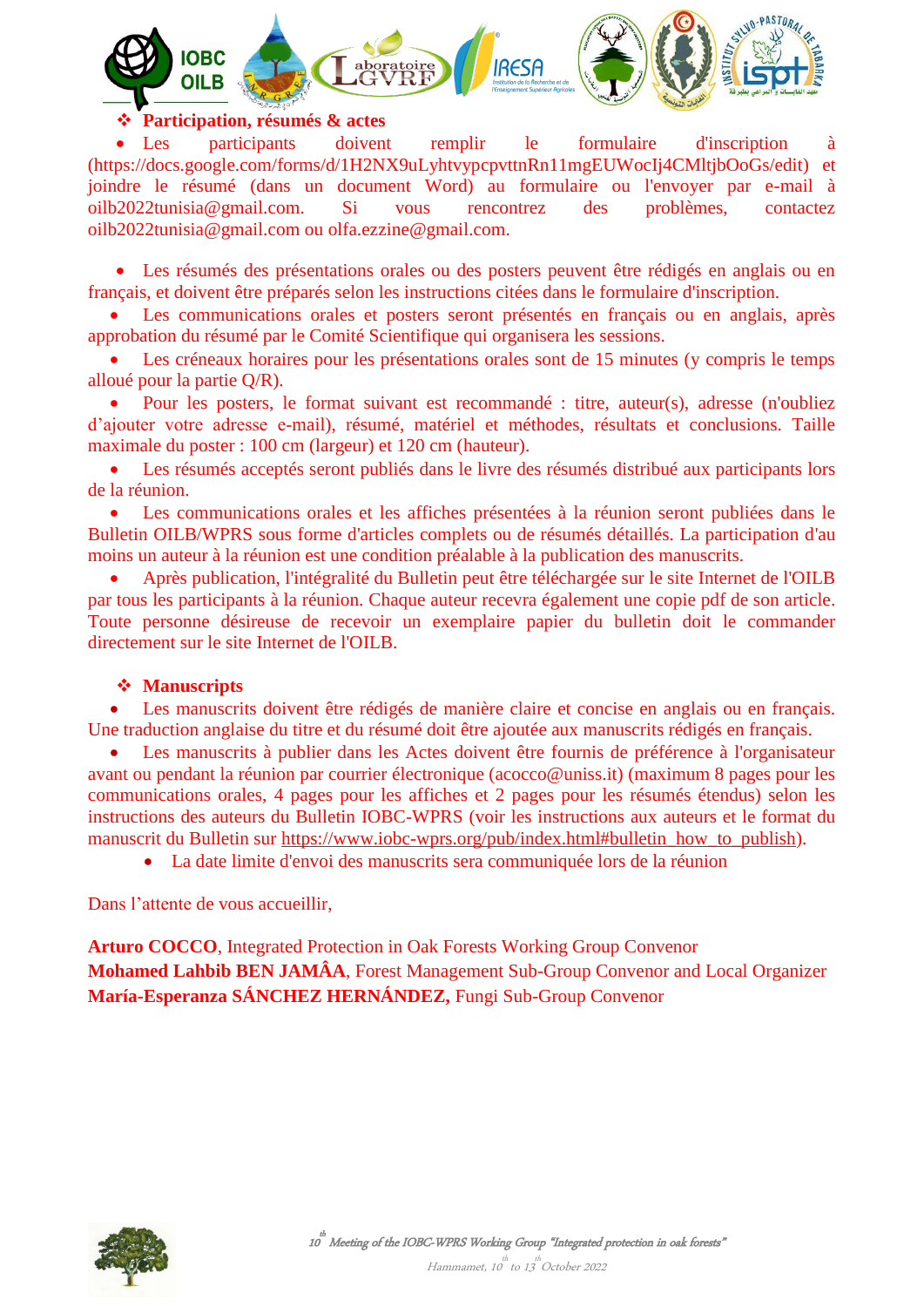## ❖ Participation, résumés & actes

- Les participants doivent remplir le formulaire d'inscription à (https://docs.google.com/forms/d/1H2NX9uLyhtvypcpvttnRn11mgEUWocIj4CMltjbOoGs/edit) et joindre le résumé (dans un document Word) au formulaire ou l'envoyer par e-mail à oilb2022tunisia@gmail.com. Si vous rencontrez des problèmes, contactez oilb2022tunisia@gmail.com ou olfa.ezzine@gmail.com.

- Les résumés des présentations orales ou des posters peuvent être rédigés en anglais ou en français, et doivent être préparés selon les instructions citées dans le formulaire d'inscription.
- Les communications orales et posters seront présentés en français ou en anglais, après approbation du résumé par le Comité Scientifique qui organisera les sessions.
- Les créneaux horaires pour les présentations orales sont de 15 minutes (y compris le temps alloué pour la partie Q/R).
- Pour les posters, le format suivant est recommandé : titre, auteur(s), adresse (n'oubliez d'ajouter votre adresse e-mail), résumé, matériel et méthodes, résultats et conclusions. Taille maximale du poster : 100 cm (largeur) et 120 cm (hauteur).
- Les résumés acceptés seront publiés dans le livre des résumés distribué aux participants lors de la réunion.
- Les communications orales et les affiches présentées à la réunion seront publiées dans le Bulletin OILB/WPRS sous forme d'articles complets ou de résumés détaillés. La participation d'au moins un auteur à la réunion est une condition préalable à la publication des manuscrits.
- Après publication, l'intégralité du Bulletin peut être téléchargée sur le site Internet de l'OILB par tous les participants à la réunion. Chaque auteur recevra également une copie pdf de son article. Toute personne désireuse de recevoir un exemplaire papier du bulletin doit le commander directement sur le site Internet de l'OILB.

## ❖ Manuscripts

- Les manuscrits doivent être rédigés de manière claire et concise en anglais ou en français. Une traduction anglaise du titre et du résumé doit être ajoutée aux manuscrits rédigés en français.
- Les manuscrits à publier dans les Actes doivent être fournis de préférence à l'organisateur avant ou pendant la réunion par courrier électronique (acocco@uniss.it) (maximum 8 pages pour les communications orales, 4 pages pour les affiches et 2 pages pour les résumés étendus) selon les instructions des auteurs du Bulletin IOBC-WPRS (voir les instructions aux auteurs et le format du manuscrit du Bulletin sur https://www.iobc-wprs.org/pub/index.html#bulletin_how_to_publish).
  - La date limite d'envoi des manuscrits sera communiquée lors de la réunion

Dans l'attente de vous accueillir,

**Arturo COCCO**, Integrated Protection in Oak Forests Working Group Convenor
**Mohamed Lahbib BEN JAMÂA**, Forest Management Sub-Group Convenor and Local Organizer
**María-Esperanza SÁNCHEZ HERNÁNDEZ,** Fungi Sub-Group Convenor